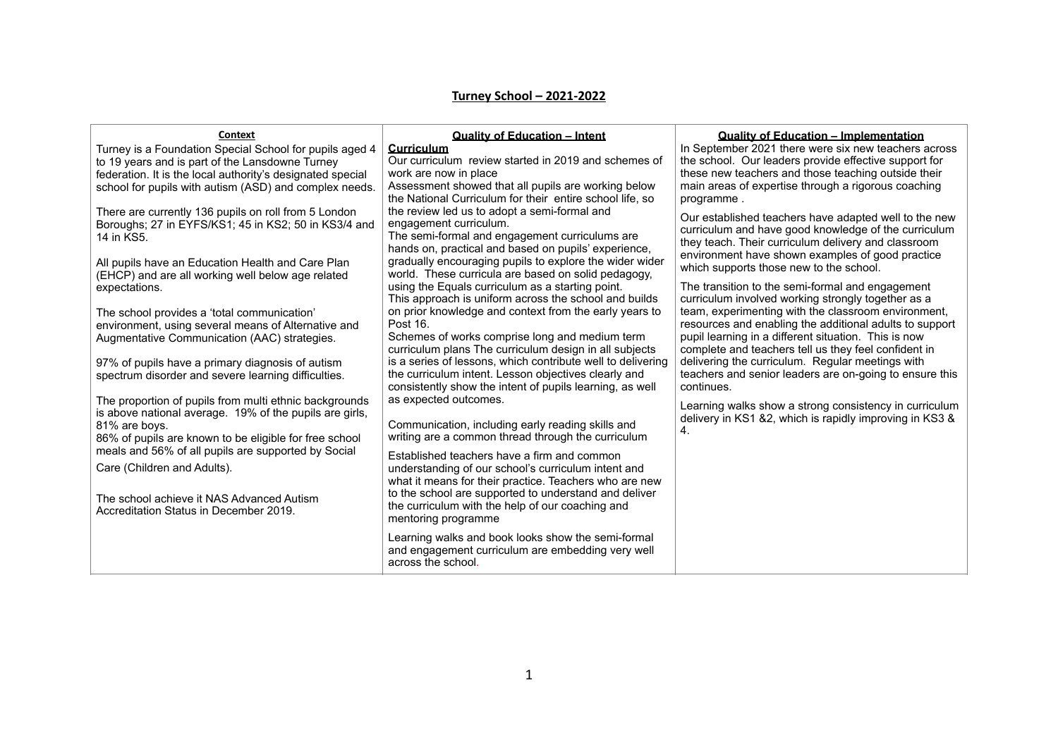# Turney School – 2021-2022

## Context

Turney is a Foundation Special School for pupils aged 4 to 19 years and is part of the Lansdowne Turney federation. It is the local authority's designated special school for pupils with autism (ASD) and complex needs.

There are currently 136 pupils on roll from 5 London Boroughs; 27 in EYFS/KS1; 45 in KS2; 50 in KS3/4 and 14 in KS5.

All pupils have an Education Health and Care Plan (EHCP) and are all working well below age related expectations.

The school provides a 'total communication' environment, using several means of Alternative and Augmentative Communication (AAC) strategies.

97% of pupils have a primary diagnosis of autism spectrum disorder and severe learning difficulties.

The proportion of pupils from multi ethnic backgrounds is above national average. 19% of the pupils are girls, 81% are boys.
86% of pupils are known to be eligible for free school meals and 56% of all pupils are supported by Social Care (Children and Adults).

The school achieve it NAS Advanced Autism Accreditation Status in December 2019.

## Quality of Education – Intent

**Curriculum**
Our curriculum review started in 2019 and schemes of work are now in place
Assessment showed that all pupils are working below the National Curriculum for their entire school life, so the review led us to adopt a semi-formal and engagement curriculum.
The semi-formal and engagement curriculums are hands on, practical and based on pupils' experience, gradually encouraging pupils to explore the wider wider world. These curricula are based on solid pedagogy, using the Equals curriculum as a starting point.
This approach is uniform across the school and builds on prior knowledge and context from the early years to Post 16.
Schemes of works comprise long and medium term curriculum plans The curriculum design in all subjects is a series of lessons, which contribute well to delivering the curriculum intent. Lesson objectives clearly and consistently show the intent of pupils learning, as well as expected outcomes.

Communication, including early reading skills and writing are a common thread through the curriculum

Established teachers have a firm and common understanding of our school's curriculum intent and what it means for their practice. Teachers who are new to the school are supported to understand and deliver the curriculum with the help of our coaching and mentoring programme

Learning walks and book looks show the semi-formal and engagement curriculum are embedding very well across the school.

## Quality of Education – Implementation

In September 2021 there were six new teachers across the school. Our leaders provide effective support for these new teachers and those teaching outside their main areas of expertise through a rigorous coaching programme .

Our established teachers have adapted well to the new curriculum and have good knowledge of the curriculum they teach. Their curriculum delivery and classroom environment have shown examples of good practice which supports those new to the school.

The transition to the semi-formal and engagement curriculum involved working strongly together as a team, experimenting with the classroom environment, resources and enabling the additional adults to support pupil learning in a different situation. This is now complete and teachers tell us they feel confident in delivering the curriculum. Regular meetings with teachers and senior leaders are on-going to ensure this continues.

Learning walks show a strong consistency in curriculum delivery in KS1 &2, which is rapidly improving in KS3 & 4.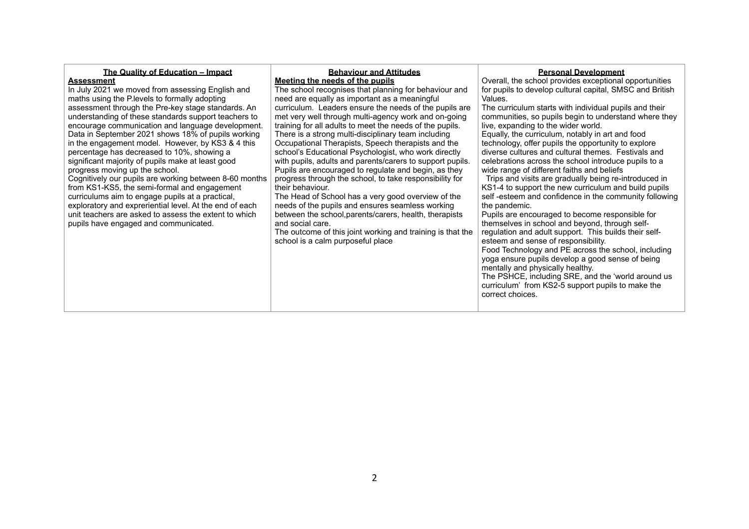| The Quality of Education – Impact | Behaviour and Attitudes | Personal Development |
| --- | --- | --- |
| **Assessment**<br>In July 2021 we moved from assessing English and maths using the P.levels to formally adopting assessment through the Pre-key stage standards. An understanding of these standards support teachers to encourage communication and language development. Data in September 2021 shows 18% of pupils working in the engagement model. However, by KS3 & 4 this percentage has decreased to 10%, showing a significant majority of pupils make at least good progress moving up the school.<br>Cognitively our pupils are working between 8-60 months from KS1-KS5, the semi-formal and engagement curriculums aim to engage pupils at a practical, exploratory and exprериential level. At the end of each unit teachers are asked to assess the extent to which pupils have engaged and communicated. | **Meeting the needs of the pupils**<br>The school recognises that planning for behaviour and need are equally as important as a meaningful curriculum. Leaders ensure the needs of the pupils are met very well through multi-agency work and on-going training for all adults to meet the needs of the pupils. There is a strong multi-disciplinary team including Occupational Therapists, Speech therapists and the school's Educational Psychologist, who work directly with pupils, adults and parents/carers to support pupils. Pupils are encouraged to regulate and begin, as they progress through the school, to take responsibility for their behaviour.<br>The Head of School has a very good overview of the needs of the pupils and ensures seamless working between the school,parents/carers, health, therapists and social care.<br>The outcome of this joint working and training is that the school is a calm purposeful place | Overall, the school provides exceptional opportunities for pupils to develop cultural capital, SMSC and British Values.<br>The curriculum starts with individual pupils and their communities, so pupils begin to understand where they live, expanding to the wider world.<br>Equally, the curriculum, notably in art and food technology, offer pupils the opportunity to explore diverse cultures and cultural themes. Festivals and celebrations across the school introduce pupils to a wide range of different faiths and beliefs<br>Trips and visits are gradually being re-introduced in KS1-4 to support the new curriculum and build pupils self -esteem and confidence in the community following the pandemic.<br>Pupils are encouraged to become responsible for themselves in school and beyond, through self-regulation and adult support. This builds their self-esteem and sense of responsibility.<br>Food Technology and PE across the school, including yoga ensure pupils develop a good sense of being mentally and physically healthy.<br>The PSHCE, including SRE, and the 'world around us curriculum' from KS2-5 support pupils to make the correct choices. |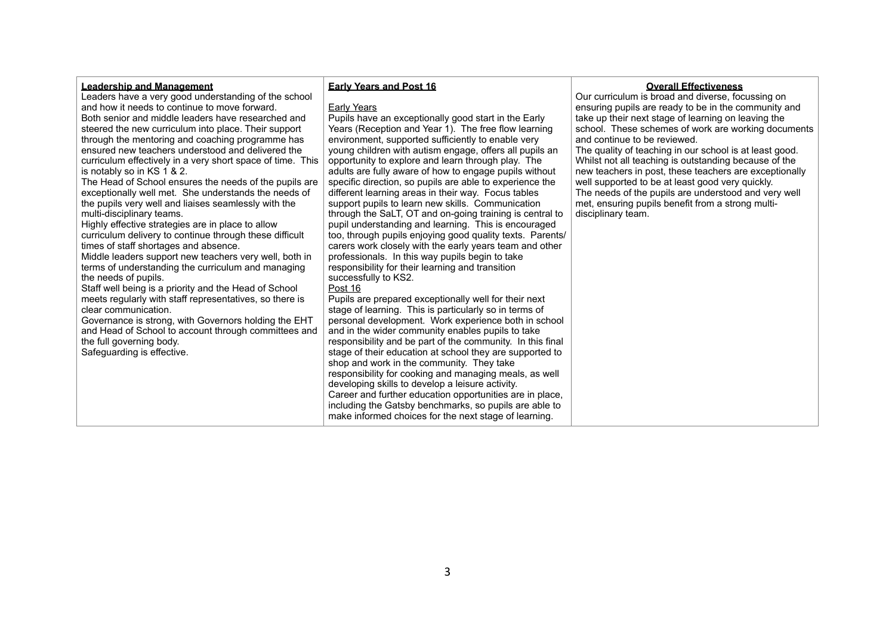| Leadership and Management | Early Years and Post 16 | Overall Effectiveness |
|---|---|---|
| Leaders have a very good understanding of the school and how it needs to continue to move forward.<br>Both senior and middle leaders have researched and steered the new curriculum into place. Their support through the mentoring and coaching programme has ensured new teachers understood and delivered the curriculum effectively in a very short space of time. This is notably so in KS 1 & 2.<br>The Head of School ensures the needs of the pupils are exceptionally well met. She understands the needs of the pupils very well and liaises seamlessly with the multi-disciplinary teams.<br>Highly effective strategies are in place to allow curriculum delivery to continue through these difficult times of staff shortages and absence.<br>Middle leaders support new teachers very well, both in terms of understanding the curriculum and managing the needs of pupils.<br>Staff well being is a priority and the Head of School meets regularly with staff representatives, so there is clear communication.<br>Governance is strong, with Governors holding the EHT and Head of School to account through committees and the full governing body.<br>Safeguarding is effective. | Early Years<br>Pupils have an exceptionally good start in the Early Years (Reception and Year 1). The free flow learning environment, supported sufficiently to enable very young children with autism engage, offers all pupils an opportunity to explore and learn through play. The adults are fully aware of how to engage pupils without specific direction, so pupils are able to experience the different learning areas in their way. Focus tables support pupils to learn new skills. Communication through the SaLT, OT and on-going training is central to pupil understanding and learning. This is encouraged too, through pupils enjoying good quality texts. Parents/carers work closely with the early years team and other professionals. In this way pupils begin to take responsibility for their learning and transition successfully to KS2.<br>Post 16<br>Pupils are prepared exceptionally well for their next stage of learning. This is particularly so in terms of personal development. Work experience both in school and in the wider community enables pupils to take responsibility and be part of the community. In this final stage of their education at school they are supported to shop and work in the community. They take responsibility for cooking and managing meals, as well developing skills to develop a leisure activity.<br>Career and further education opportunities are in place, including the Gatsby benchmarks, so pupils are able to make informed choices for the next stage of learning. | Our curriculum is broad and diverse, focussing on ensuring pupils are ready to be in the community and take up their next stage of learning on leaving the school. These schemes of work are working documents and continue to be reviewed.<br>The quality of teaching in our school is at least good. Whilst not all teaching is outstanding because of the new teachers in post, these teachers are exceptionally well supported to be at least good very quickly.<br>The needs of the pupils are understood and very well met, ensuring pupils benefit from a strong multi-disciplinary team. |